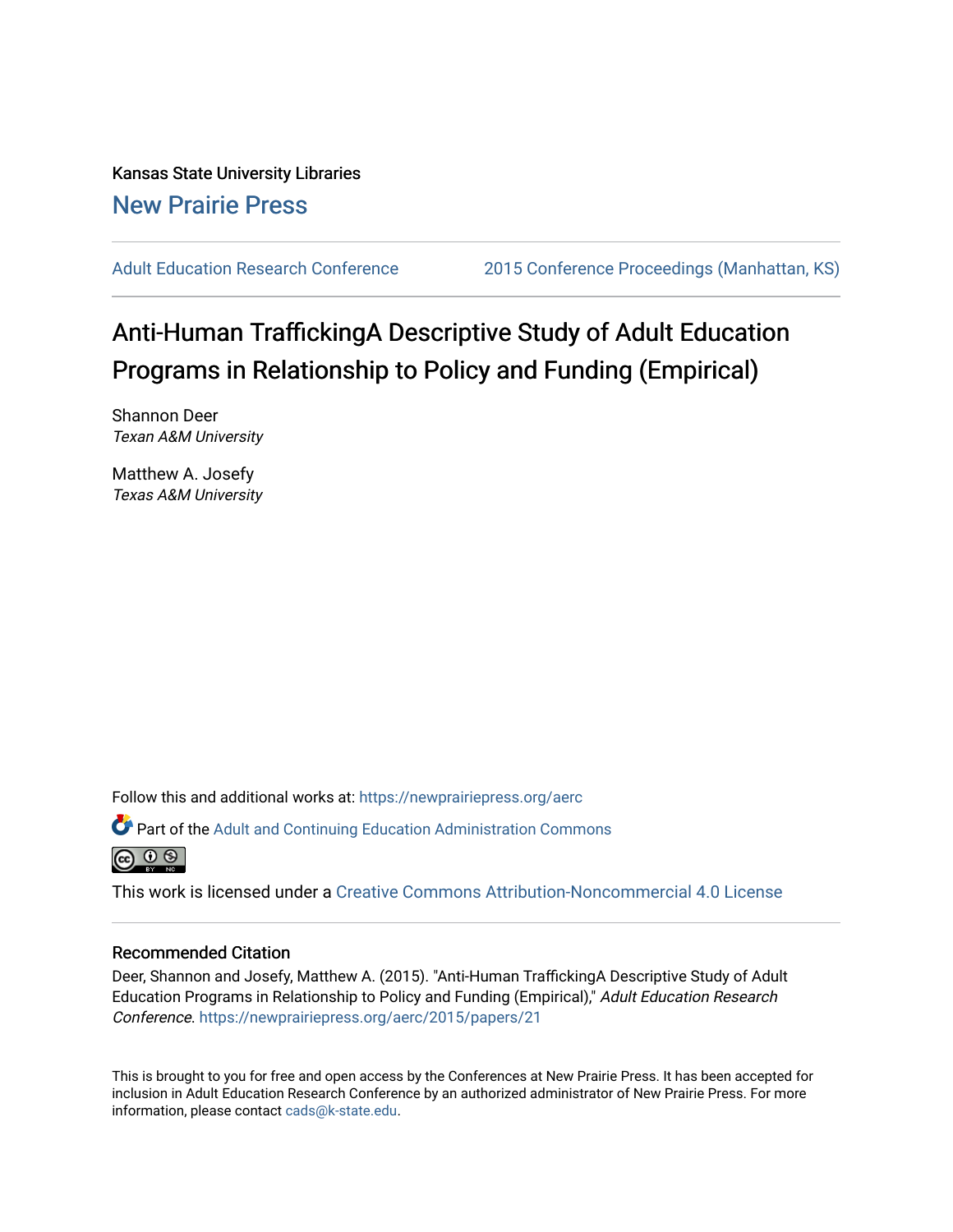Kansas State University Libraries

New Prairie Press

Adult Education Research Conference | 2015 Conference Proceedings (Manhattan, KS)

# Anti-Human TraffickingA Descriptive Study of Adult Education Programs in Relationship to Policy and Funding (Empirical)

Shannon Deer
*Texan A&M University*

Matthew A. Josefy
*Texas A&M University*

Follow this and additional works at: https://newprairiepress.org/aerc

Part of the Adult and Continuing Education Administration Commons

This work is licensed under a Creative Commons Attribution-Noncommercial 4.0 License

## Recommended Citation

Deer, Shannon and Josefy, Matthew A. (2015). "Anti-Human TraffickingA Descriptive Study of Adult Education Programs in Relationship to Policy and Funding (Empirical)," *Adult Education Research Conference*. https://newprairiepress.org/aerc/2015/papers/21

This is brought to you for free and open access by the Conferences at New Prairie Press. It has been accepted for inclusion in Adult Education Research Conference by an authorized administrator of New Prairie Press. For more information, please contact cads@k-state.edu.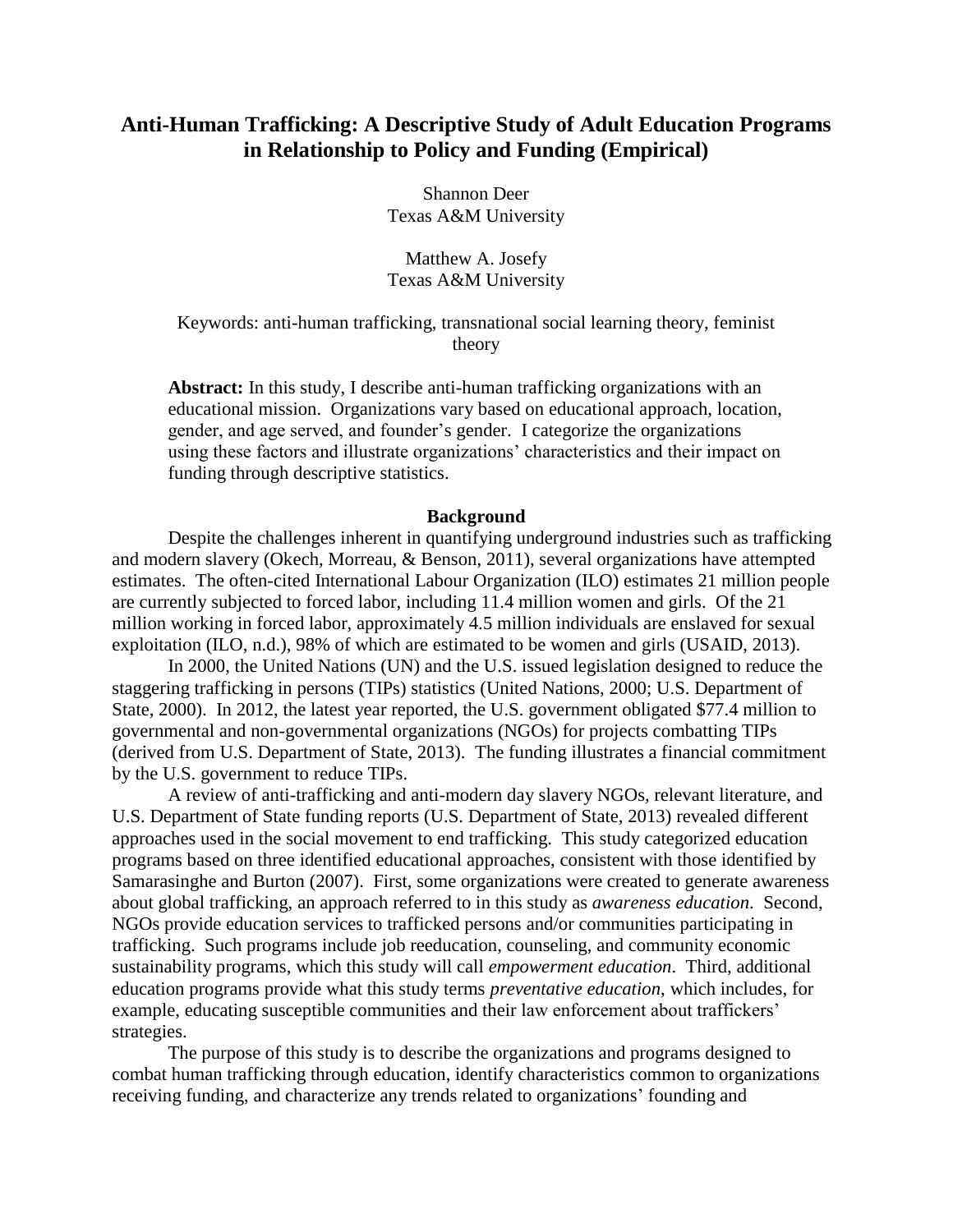# Anti-Human Trafficking: A Descriptive Study of Adult Education Programs in Relationship to Policy and Funding (Empirical)

Shannon Deer
Texas A&M University

Matthew A. Josefy
Texas A&M University

Keywords: anti-human trafficking, transnational social learning theory, feminist theory

**Abstract:** In this study, I describe anti-human trafficking organizations with an educational mission. Organizations vary based on educational approach, location, gender, and age served, and founder's gender. I categorize the organizations using these factors and illustrate organizations' characteristics and their impact on funding through descriptive statistics.

## Background

Despite the challenges inherent in quantifying underground industries such as trafficking and modern slavery (Okech, Morreau, & Benson, 2011), several organizations have attempted estimates. The often-cited International Labour Organization (ILO) estimates 21 million people are currently subjected to forced labor, including 11.4 million women and girls. Of the 21 million working in forced labor, approximately 4.5 million individuals are enslaved for sexual exploitation (ILO, n.d.), 98% of which are estimated to be women and girls (USAID, 2013).

In 2000, the United Nations (UN) and the U.S. issued legislation designed to reduce the staggering trafficking in persons (TIPs) statistics (United Nations, 2000; U.S. Department of State, 2000). In 2012, the latest year reported, the U.S. government obligated $77.4 million to governmental and non-governmental organizations (NGOs) for projects combatting TIPs (derived from U.S. Department of State, 2013). The funding illustrates a financial commitment by the U.S. government to reduce TIPs.

A review of anti-trafficking and anti-modern day slavery NGOs, relevant literature, and U.S. Department of State funding reports (U.S. Department of State, 2013) revealed different approaches used in the social movement to end trafficking. This study categorized education programs based on three identified educational approaches, consistent with those identified by Samarasinghe and Burton (2007). First, some organizations were created to generate awareness about global trafficking, an approach referred to in this study as *awareness education*. Second, NGOs provide education services to trafficked persons and/or communities participating in trafficking. Such programs include job reeducation, counseling, and community economic sustainability programs, which this study will call *empowerment education*. Third, additional education programs provide what this study terms *preventative education*, which includes, for example, educating susceptible communities and their law enforcement about traffickers' strategies.

The purpose of this study is to describe the organizations and programs designed to combat human trafficking through education, identify characteristics common to organizations receiving funding, and characterize any trends related to organizations' founding and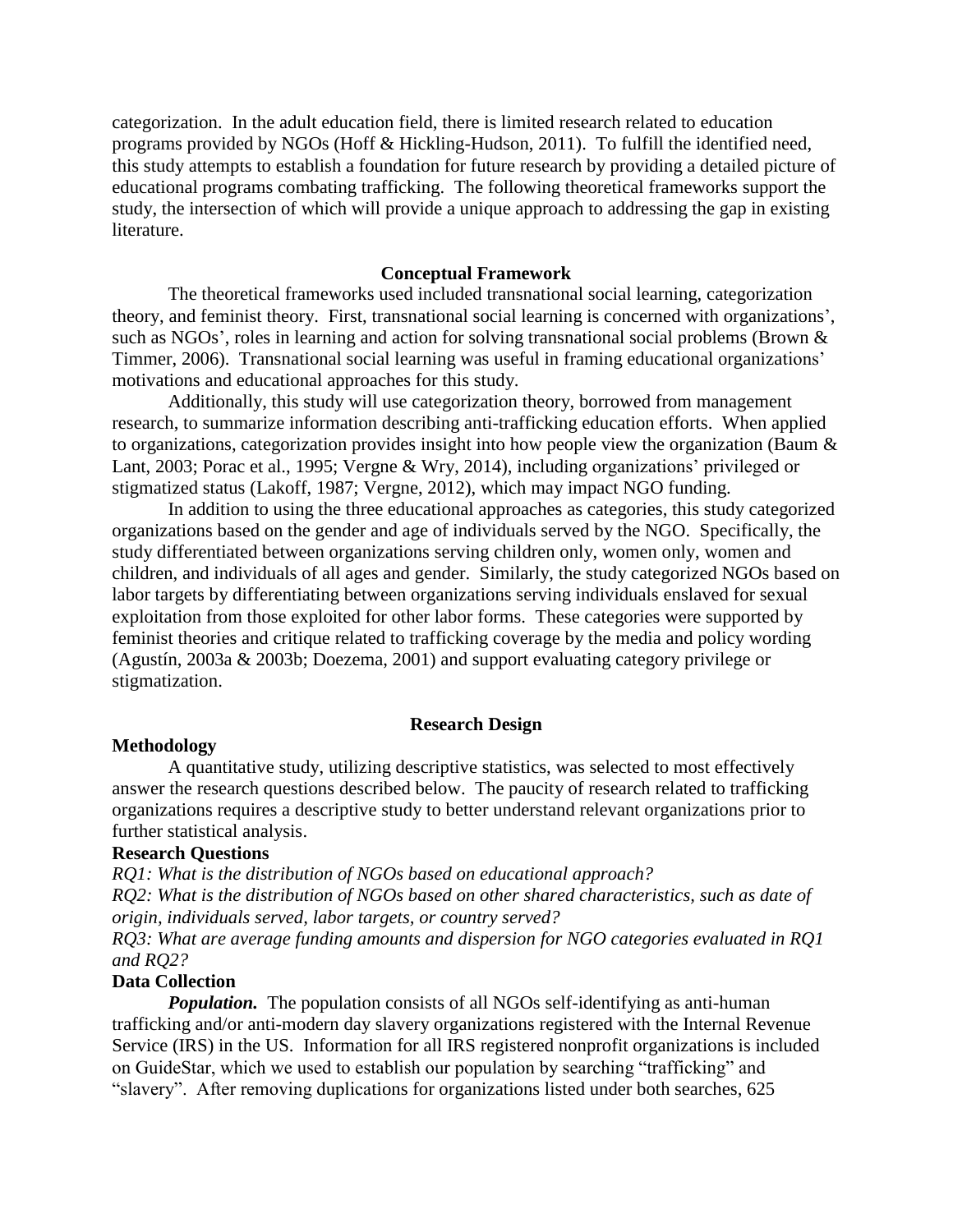categorization. In the adult education field, there is limited research related to education programs provided by NGOs (Hoff & Hickling-Hudson, 2011). To fulfill the identified need, this study attempts to establish a foundation for future research by providing a detailed picture of educational programs combating trafficking. The following theoretical frameworks support the study, the intersection of which will provide a unique approach to addressing the gap in existing literature.

## Conceptual Framework

The theoretical frameworks used included transnational social learning, categorization theory, and feminist theory. First, transnational social learning is concerned with organizations', such as NGOs', roles in learning and action for solving transnational social problems (Brown & Timmer, 2006). Transnational social learning was useful in framing educational organizations' motivations and educational approaches for this study.

Additionally, this study will use categorization theory, borrowed from management research, to summarize information describing anti-trafficking education efforts. When applied to organizations, categorization provides insight into how people view the organization (Baum & Lant, 2003; Porac et al., 1995; Vergne & Wry, 2014), including organizations' privileged or stigmatized status (Lakoff, 1987; Vergne, 2012), which may impact NGO funding.

In addition to using the three educational approaches as categories, this study categorized organizations based on the gender and age of individuals served by the NGO. Specifically, the study differentiated between organizations serving children only, women only, women and children, and individuals of all ages and gender. Similarly, the study categorized NGOs based on labor targets by differentiating between organizations serving individuals enslaved for sexual exploitation from those exploited for other labor forms. These categories were supported by feminist theories and critique related to trafficking coverage by the media and policy wording (Agustín, 2003a & 2003b; Doezema, 2001) and support evaluating category privilege or stigmatization.

## Research Design

### Methodology

A quantitative study, utilizing descriptive statistics, was selected to most effectively answer the research questions described below. The paucity of research related to trafficking organizations requires a descriptive study to better understand relevant organizations prior to further statistical analysis.

### Research Questions

*RQ1: What is the distribution of NGOs based on educational approach?*

*RQ2: What is the distribution of NGOs based on other shared characteristics, such as date of origin, individuals served, labor targets, or country served?*

*RQ3: What are average funding amounts and dispersion for NGO categories evaluated in RQ1 and RQ2?*

### Data Collection

***Population.*** The population consists of all NGOs self-identifying as anti-human trafficking and/or anti-modern day slavery organizations registered with the Internal Revenue Service (IRS) in the US. Information for all IRS registered nonprofit organizations is included on GuideStar, which we used to establish our population by searching "trafficking" and "slavery". After removing duplications for organizations listed under both searches, 625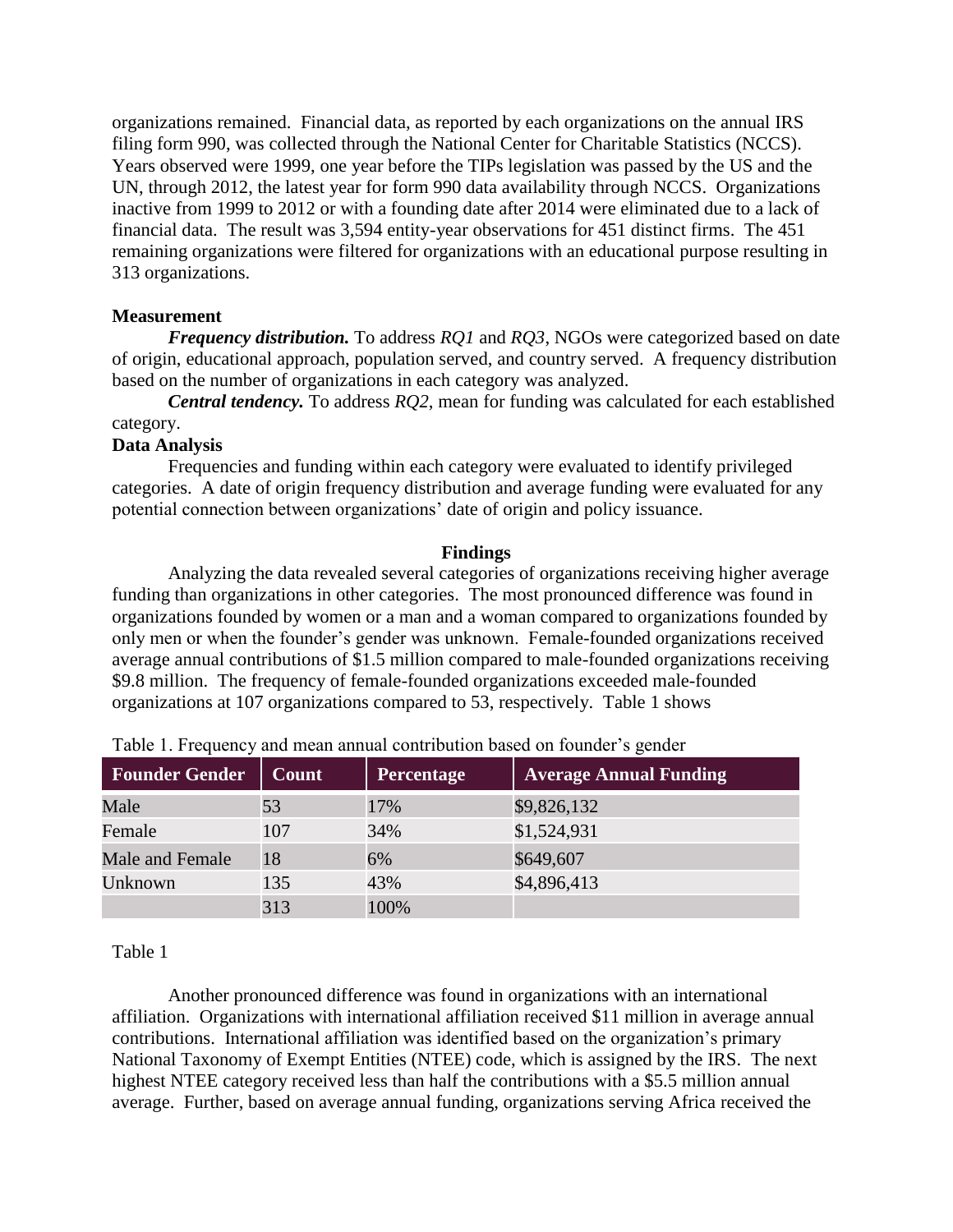organizations remained. Financial data, as reported by each organizations on the annual IRS filing form 990, was collected through the National Center for Charitable Statistics (NCCS). Years observed were 1999, one year before the TIPs legislation was passed by the US and the UN, through 2012, the latest year for form 990 data availability through NCCS. Organizations inactive from 1999 to 2012 or with a founding date after 2014 were eliminated due to a lack of financial data. The result was 3,594 entity-year observations for 451 distinct firms. The 451 remaining organizations were filtered for organizations with an educational purpose resulting in 313 organizations.

### Measurement

***Frequency distribution.*** To address *RQ1* and *RQ3*, NGOs were categorized based on date of origin, educational approach, population served, and country served. A frequency distribution based on the number of organizations in each category was analyzed.

***Central tendency.*** To address *RQ2*, mean for funding was calculated for each established category.

### Data Analysis

Frequencies and funding within each category were evaluated to identify privileged categories. A date of origin frequency distribution and average funding were evaluated for any potential connection between organizations' date of origin and policy issuance.

## Findings

Analyzing the data revealed several categories of organizations receiving higher average funding than organizations in other categories. The most pronounced difference was found in organizations founded by women or a man and a woman compared to organizations founded by only men or when the founder's gender was unknown. Female-founded organizations received average annual contributions of \$1.5 million compared to male-founded organizations receiving \$9.8 million. The frequency of female-founded organizations exceeded male-founded organizations at 107 organizations compared to 53, respectively. Table 1 shows

Table 1. Frequency and mean annual contribution based on founder's gender

| Founder Gender | Count | Percentage | Average Annual Funding |
|---|---|---|---|
| Male | 53 | 17% | \$9,826,132 |
| Female | 107 | 34% | \$1,524,931 |
| Male and Female | 18 | 6% | \$649,607 |
| Unknown | 135 | 43% | \$4,896,413 |
| | 313 | 100% | |

Table 1

Another pronounced difference was found in organizations with an international affiliation. Organizations with international affiliation received \$11 million in average annual contributions. International affiliation was identified based on the organization's primary National Taxonomy of Exempt Entities (NTEE) code, which is assigned by the IRS. The next highest NTEE category received less than half the contributions with a \$5.5 million annual average. Further, based on average annual funding, organizations serving Africa received the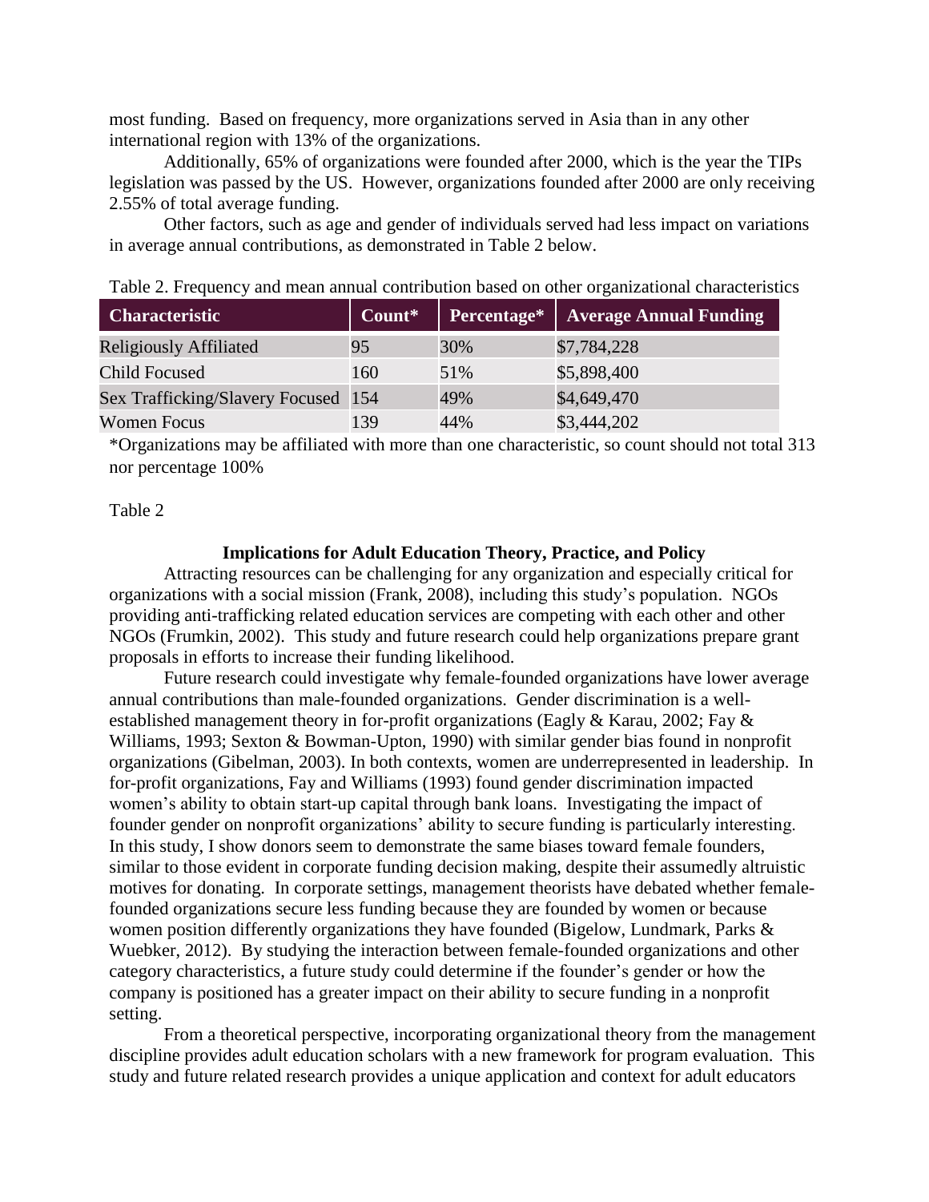most funding. Based on frequency, more organizations served in Asia than in any other international region with 13% of the organizations.

Additionally, 65% of organizations were founded after 2000, which is the year the TIPs legislation was passed by the US. However, organizations founded after 2000 are only receiving 2.55% of total average funding.

Other factors, such as age and gender of individuals served had less impact on variations in average annual contributions, as demonstrated in Table 2 below.

Table 2. Frequency and mean annual contribution based on other organizational characteristics

| Characteristic | Count* | Percentage* | Average Annual Funding |
|---|---|---|---|
| Religiously Affiliated | 95 | 30% | $7,784,228 |
| Child Focused | 160 | 51% | $5,898,400 |
| Sex Trafficking/Slavery Focused | 154 | 49% | $4,649,470 |
| Women Focus | 139 | 44% | $3,444,202 |

*Organizations may be affiliated with more than one characteristic, so count should not total 313 nor percentage 100%

Table 2

### Implications for Adult Education Theory, Practice, and Policy

Attracting resources can be challenging for any organization and especially critical for organizations with a social mission (Frank, 2008), including this study's population. NGOs providing anti-trafficking related education services are competing with each other and other NGOs (Frumkin, 2002). This study and future research could help organizations prepare grant proposals in efforts to increase their funding likelihood.

Future research could investigate why female-founded organizations have lower average annual contributions than male-founded organizations. Gender discrimination is a well-established management theory in for-profit organizations (Eagly & Karau, 2002; Fay & Williams, 1993; Sexton & Bowman-Upton, 1990) with similar gender bias found in nonprofit organizations (Gibelman, 2003). In both contexts, women are underrepresented in leadership. In for-profit organizations, Fay and Williams (1993) found gender discrimination impacted women's ability to obtain start-up capital through bank loans. Investigating the impact of founder gender on nonprofit organizations' ability to secure funding is particularly interesting. In this study, I show donors seem to demonstrate the same biases toward female founders, similar to those evident in corporate funding decision making, despite their assumedly altruistic motives for donating. In corporate settings, management theorists have debated whether female-founded organizations secure less funding because they are founded by women or because women position differently organizations they have founded (Bigelow, Lundmark, Parks & Wuebker, 2012). By studying the interaction between female-founded organizations and other category characteristics, a future study could determine if the founder's gender or how the company is positioned has a greater impact on their ability to secure funding in a nonprofit setting.

From a theoretical perspective, incorporating organizational theory from the management discipline provides adult education scholars with a new framework for program evaluation. This study and future related research provides a unique application and context for adult educators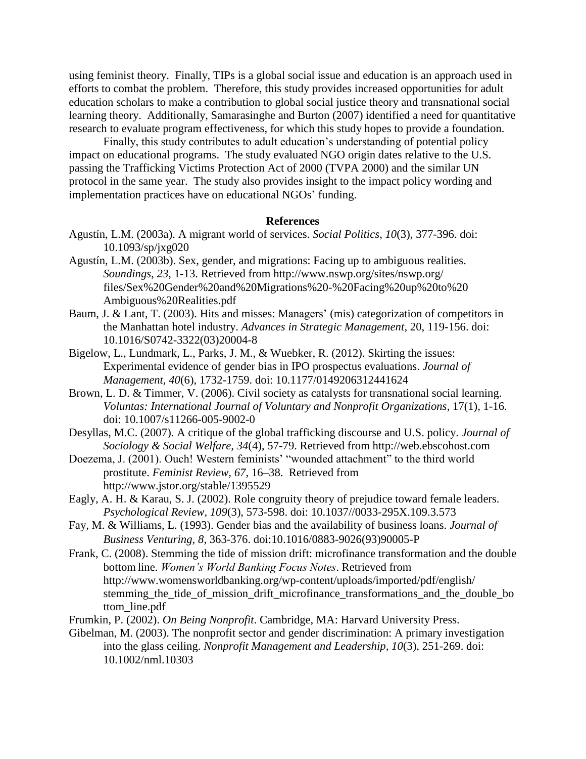using feminist theory. Finally, TIPs is a global social issue and education is an approach used in efforts to combat the problem. Therefore, this study provides increased opportunities for adult education scholars to make a contribution to global social justice theory and transnational social learning theory. Additionally, Samarasinghe and Burton (2007) identified a need for quantitative research to evaluate program effectiveness, for which this study hopes to provide a foundation.

Finally, this study contributes to adult education's understanding of potential policy impact on educational programs. The study evaluated NGO origin dates relative to the U.S. passing the Trafficking Victims Protection Act of 2000 (TVPA 2000) and the similar UN protocol in the same year. The study also provides insight to the impact policy wording and implementation practices have on educational NGOs' funding.

## References

Agustín, L.M. (2003a). A migrant world of services. *Social Politics*, *10*(3), 377-396. doi: 10.1093/sp/jxg020

Agustín, L.M. (2003b). Sex, gender, and migrations: Facing up to ambiguous realities. *Soundings*, *23*, 1-13. Retrieved from http://www.nswp.org/sites/nswp.org/files/Sex%20Gender%20and%20Migrations%20-%20Facing%20up%20to%20Ambiguous%20Realities.pdf

Baum, J. & Lant, T. (2003). Hits and misses: Managers' (mis) categorization of competitors in the Manhattan hotel industry. *Advances in Strategic Management*, 20, 119-156. doi: 10.1016/S0742-3322(03)20004-8

Bigelow, L., Lundmark, L., Parks, J. M., & Wuebker, R. (2012). Skirting the issues: Experimental evidence of gender bias in IPO prospectus evaluations. *Journal of Management, 40*(6), 1732-1759. doi: 10.1177/0149206312441624

Brown, L. D. & Timmer, V. (2006). Civil society as catalysts for transnational social learning. *Voluntas: International Journal of Voluntary and Nonprofit Organizations*, 17(1), 1-16. doi: 10.1007/s11266-005-9002-0

Desyllas, M.C. (2007). A critique of the global trafficking discourse and U.S. policy. *Journal of Sociology & Social Welfare, 34*(4), 57-79. Retrieved from http://web.ebscohost.com

Doezema, J. (2001). Ouch! Western feminists' "wounded attachment" to the third world prostitute. *Feminist Review, 67*, 16–38. Retrieved from http://www.jstor.org/stable/1395529

Eagly, A. H. & Karau, S. J. (2002). Role congruity theory of prejudice toward female leaders. *Psychological Review, 109*(3), 573-598. doi: 10.1037//0033-295X.109.3.573

Fay, M. & Williams, L. (1993). Gender bias and the availability of business loans. *Journal of Business Venturing, 8*, 363-376. doi:10.1016/0883-9026(93)90005-P

Frank, C. (2008). Stemming the tide of mission drift: microfinance transformation and the double bottom line. *Women's World Banking Focus Notes*. Retrieved from http://www.womensworldbanking.org/wp-content/uploads/imported/pdf/english/stemming_the_tide_of_mission_drift_microfinance_transformations_and_the_double_bottom_line.pdf

Frumkin, P. (2002). *On Being Nonprofit*. Cambridge, MA: Harvard University Press.

Gibelman, M. (2003). The nonprofit sector and gender discrimination: A primary investigation into the glass ceiling. *Nonprofit Management and Leadership, 10*(3), 251-269. doi: 10.1002/nml.10303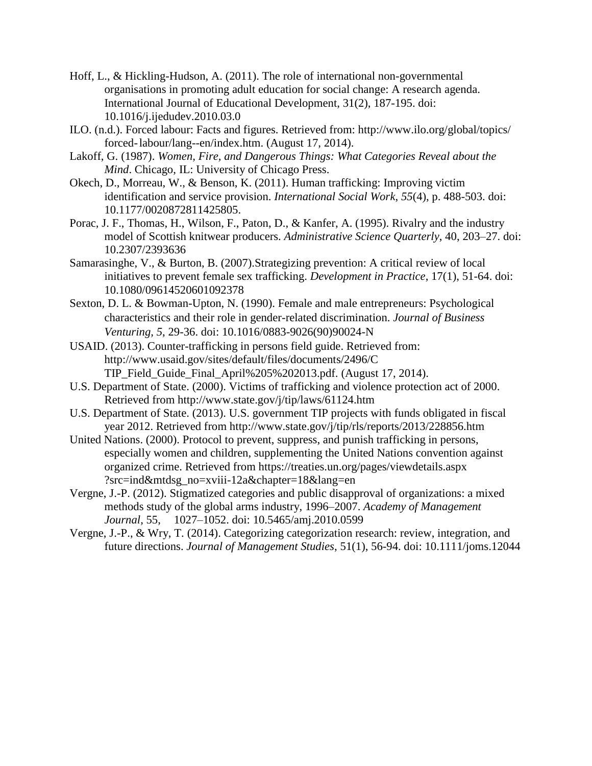Hoff, L., & Hickling-Hudson, A. (2011). The role of international non-governmental organisations in promoting adult education for social change: A research agenda. International Journal of Educational Development, 31(2), 187-195. doi: 10.1016/j.ijedudev.2010.03.0

ILO. (n.d.). Forced labour: Facts and figures. Retrieved from: http://www.ilo.org/global/topics/forced-labour/lang--en/index.htm. (August 17, 2014).

Lakoff, G. (1987). *Women, Fire, and Dangerous Things: What Categories Reveal about the Mind*. Chicago, IL: University of Chicago Press.

Okech, D., Morreau, W., & Benson, K. (2011). Human trafficking: Improving victim identification and service provision. *International Social Work*, *55*(4), p. 488-503. doi: 10.1177/0020872811425805.

Porac, J. F., Thomas, H., Wilson, F., Paton, D., & Kanfer, A. (1995). Rivalry and the industry model of Scottish knitwear producers. *Administrative Science Quarterly*, 40, 203–27. doi: 10.2307/2393636

Samarasinghe, V., & Burton, B. (2007).Strategizing prevention: A critical review of local initiatives to prevent female sex trafficking. *Development in Practice*, 17(1), 51-64. doi: 10.1080/09614520601092378

Sexton, D. L. & Bowman-Upton, N. (1990). Female and male entrepreneurs: Psychological characteristics and their role in gender-related discrimination. *Journal of Business Venturing*, *5*, 29-36. doi: 10.1016/0883-9026(90)90024-N

USAID. (2013). Counter-trafficking in persons field guide. Retrieved from: http://www.usaid.gov/sites/default/files/documents/2496/C TIP_Field_Guide_Final_April%205%202013.pdf. (August 17, 2014).

U.S. Department of State. (2000). Victims of trafficking and violence protection act of 2000. Retrieved from http://www.state.gov/j/tip/laws/61124.htm

U.S. Department of State. (2013). U.S. government TIP projects with funds obligated in fiscal year 2012. Retrieved from http://www.state.gov/j/tip/rls/reports/2013/228856.htm

United Nations. (2000). Protocol to prevent, suppress, and punish trafficking in persons, especially women and children, supplementing the United Nations convention against organized crime. Retrieved from https://treaties.un.org/pages/viewdetails.aspx ?src=ind&mtdsg_no=xviii-12a&chapter=18&lang=en

Vergne, J.-P. (2012). Stigmatized categories and public disapproval of organizations: a mixed methods study of the global arms industry, 1996–2007. *Academy of Management Journal*, 55, 1027–1052. doi: 10.5465/amj.2010.0599

Vergne, J.-P., & Wry, T. (2014). Categorizing categorization research: review, integration, and future directions. *Journal of Management Studies*, 51(1), 56-94. doi: 10.1111/joms.12044